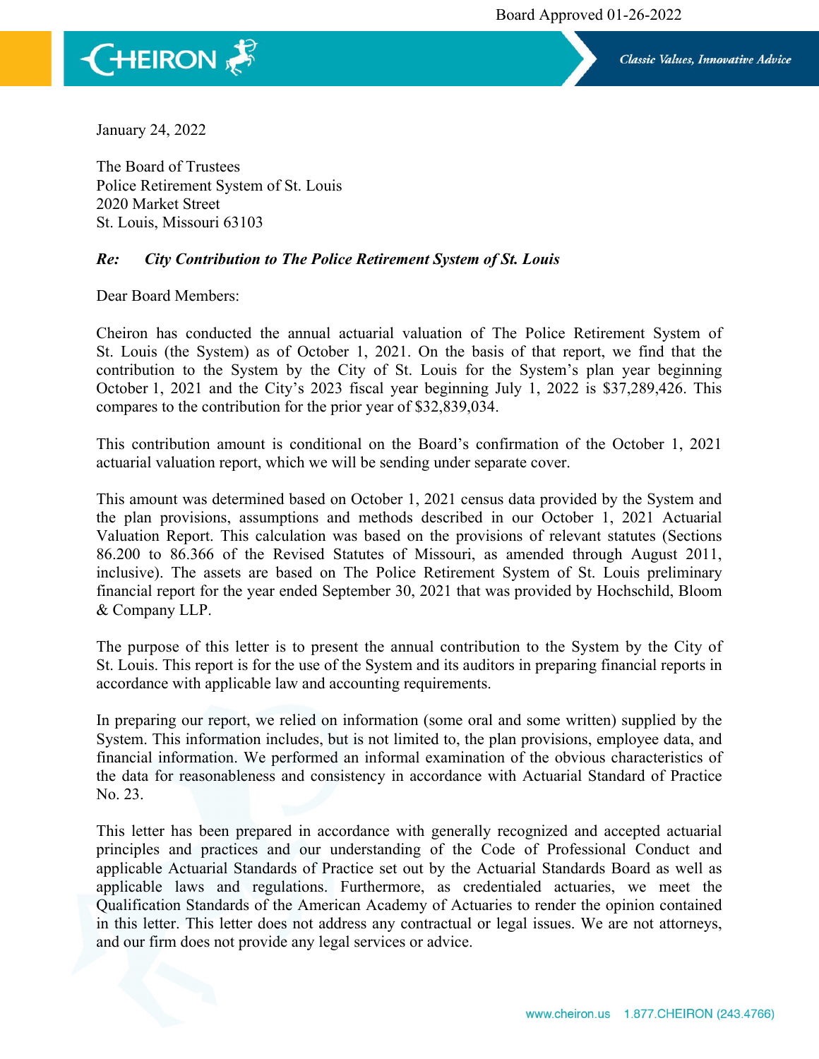Board Approved 01-26-2022

January 24, 2022

The Board of Trustees
Police Retirement System of St. Louis
2020 Market Street
St. Louis, Missouri 63103

***Re: City Contribution to The Police Retirement System of St. Louis***

Dear Board Members:

Cheiron has conducted the annual actuarial valuation of The Police Retirement System of St. Louis (the System) as of October 1, 2021. On the basis of that report, we find that the contribution to the System by the City of St. Louis for the System's plan year beginning October 1, 2021 and the City's 2023 fiscal year beginning July 1, 2022 is $37,289,426. This compares to the contribution for the prior year of $32,839,034.

This contribution amount is conditional on the Board's confirmation of the October 1, 2021 actuarial valuation report, which we will be sending under separate cover.

This amount was determined based on October 1, 2021 census data provided by the System and the plan provisions, assumptions and methods described in our October 1, 2021 Actuarial Valuation Report. This calculation was based on the provisions of relevant statutes (Sections 86.200 to 86.366 of the Revised Statutes of Missouri, as amended through August 2011, inclusive). The assets are based on The Police Retirement System of St. Louis preliminary financial report for the year ended September 30, 2021 that was provided by Hochschild, Bloom & Company LLP.

The purpose of this letter is to present the annual contribution to the System by the City of St. Louis. This report is for the use of the System and its auditors in preparing financial reports in accordance with applicable law and accounting requirements.

In preparing our report, we relied on information (some oral and some written) supplied by the System. This information includes, but is not limited to, the plan provisions, employee data, and financial information. We performed an informal examination of the obvious characteristics of the data for reasonableness and consistency in accordance with Actuarial Standard of Practice No. 23.

This letter has been prepared in accordance with generally recognized and accepted actuarial principles and practices and our understanding of the Code of Professional Conduct and applicable Actuarial Standards of Practice set out by the Actuarial Standards Board as well as applicable laws and regulations. Furthermore, as credentialed actuaries, we meet the Qualification Standards of the American Academy of Actuaries to render the opinion contained in this letter. This letter does not address any contractual or legal issues. We are not attorneys, and our firm does not provide any legal services or advice.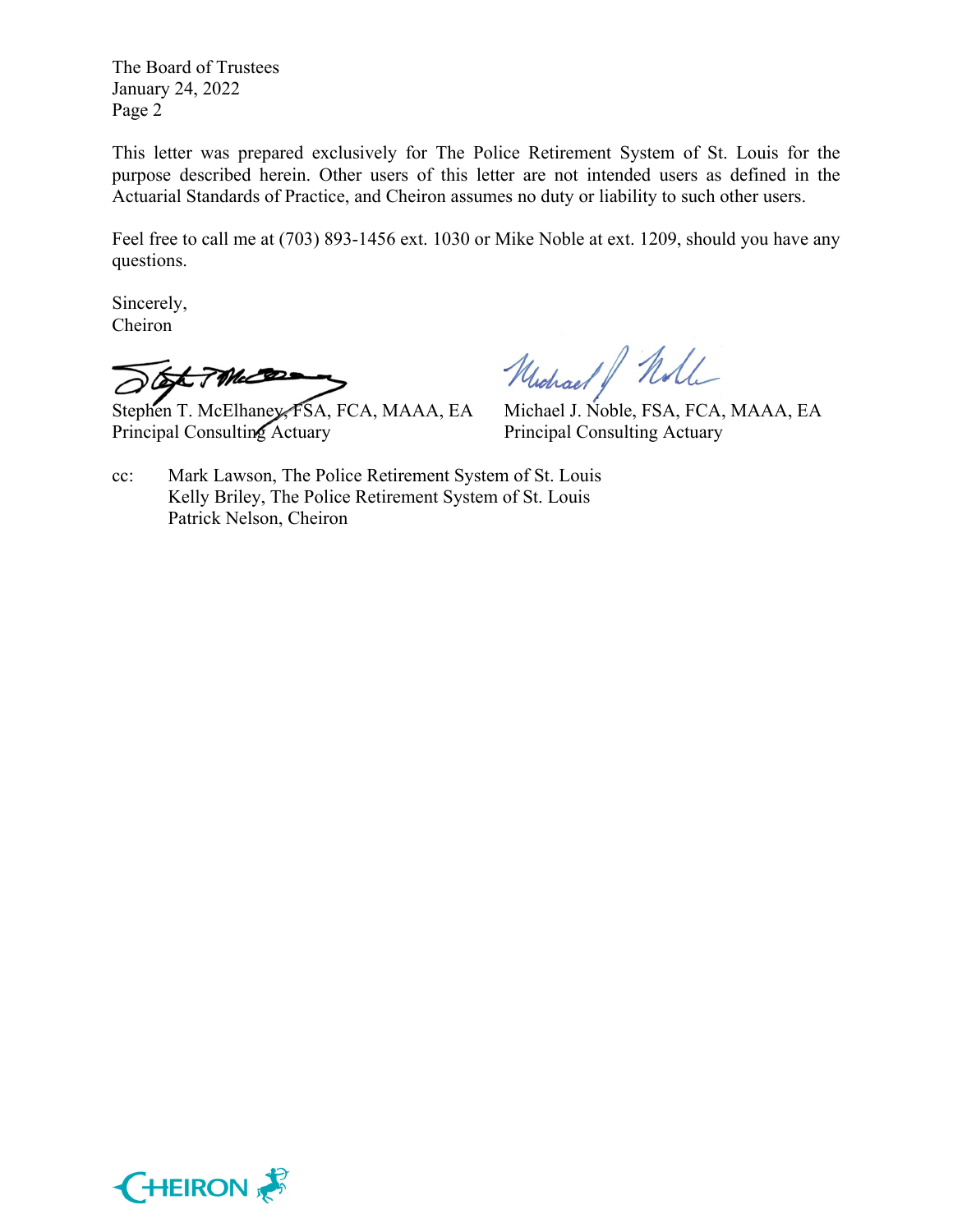This letter was prepared exclusively for The Police Retirement System of St. Louis for the purpose described herein. Other users of this letter are not intended users as defined in the Actuarial Standards of Practice, and Cheiron assumes no duty or liability to such other users.

Feel free to call me at (703) 893-1456 ext. 1030 or Mike Noble at ext. 1209, should you have any questions.

Sincerely,
Cheiron

| | |
|---|---|
| Stephen T. McElhaney, FSA, FCA, MAAA, EA | Michael J. Noble, FSA, FCA, MAAA, EA |
| Principal Consulting Actuary | Principal Consulting Actuary |

cc: Mark Lawson, The Police Retirement System of St. Louis
Kelly Briley, The Police Retirement System of St. Louis
Patrick Nelson, Cheiron